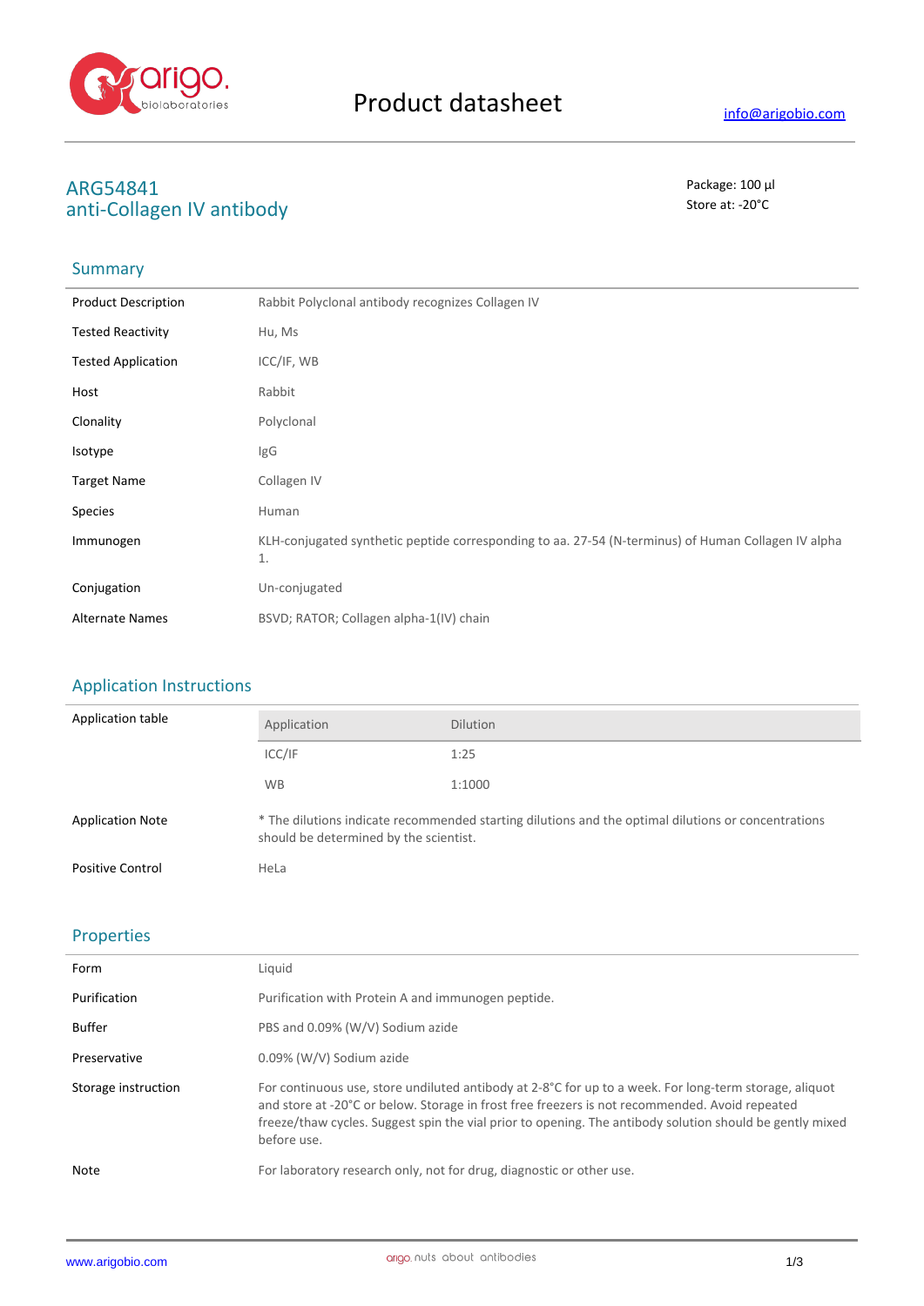# Product datasheet

info@arigobio.com

## ARG54841
## anti-Collagen IV antibody

Package: 100 μl
Store at: -20°C

## Summary

| | |
|---|---|
| Product Description | Rabbit Polyclonal antibody recognizes Collagen IV |
| Tested Reactivity | Hu, Ms |
| Tested Application | ICC/IF, WB |
| Host | Rabbit |
| Clonality | Polyclonal |
| Isotype | IgG |
| Target Name | Collagen IV |
| Species | Human |
| Immunogen | KLH-conjugated synthetic peptide corresponding to aa. 27-54 (N-terminus) of Human Collagen IV alpha 1. |
| Conjugation | Un-conjugated |
| Alternate Names | BSVD; RATOR; Collagen alpha-1(IV) chain |

## Application Instructions

Application table

| Application | Dilution |
|---|---|
| ICC/IF | 1:25 |
| WB | 1:1000 |

| | |
|---|---|
| Application Note | * The dilutions indicate recommended starting dilutions and the optimal dilutions or concentrations should be determined by the scientist. |
| Positive Control | HeLa |

## Properties

| | |
|---|---|
| Form | Liquid |
| Purification | Purification with Protein A and immunogen peptide. |
| Buffer | PBS and 0.09% (W/V) Sodium azide |
| Preservative | 0.09% (W/V) Sodium azide |
| Storage instruction | For continuous use, store undiluted antibody at 2-8°C for up to a week. For long-term storage, aliquot and store at -20°C or below. Storage in frost free freezers is not recommended. Avoid repeated freeze/thaw cycles. Suggest spin the vial prior to opening. The antibody solution should be gently mixed before use. |
| Note | For laboratory research only, not for drug, diagnostic or other use. |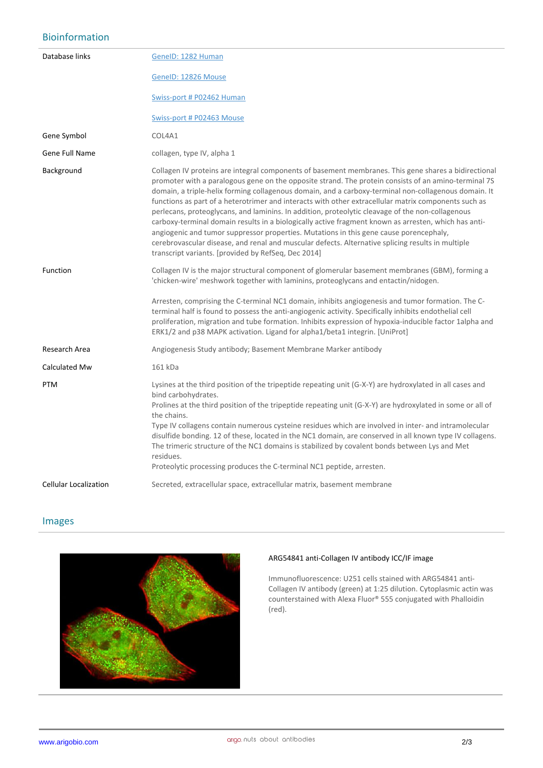## Bioinformation

| | |
|---|---|
| Database links | GeneID: 1282 Human<br><br>GeneID: 12826 Mouse<br><br>Swiss-port # P02462 Human<br><br>Swiss-port # P02463 Mouse |
| Gene Symbol | COL4A1 |
| Gene Full Name | collagen, type IV, alpha 1 |
| Background | Collagen IV proteins are integral components of basement membranes. This gene shares a bidirectional promoter with a paralogous gene on the opposite strand. The protein consists of an amino-terminal 7S domain, a triple-helix forming collagenous domain, and a carboxy-terminal non-collagenous domain. It functions as part of a heterotrimer and interacts with other extracellular matrix components such as perlecans, proteoglycans, and laminins. In addition, proteolytic cleavage of the non-collagenous carboxy-terminal domain results in a biologically active fragment known as arresten, which has anti-angiogenic and tumor suppressor properties. Mutations in this gene cause porencephaly, cerebrovascular disease, and renal and muscular defects. Alternative splicing results in multiple transcript variants. [provided by RefSeq, Dec 2014] |
| Function | Collagen IV is the major structural component of glomerular basement membranes (GBM), forming a 'chicken-wire' meshwork together with laminins, proteoglycans and entactin/nidogen.<br><br>Arresten, comprising the C-terminal NC1 domain, inhibits angiogenesis and tumor formation. The C-terminal half is found to possess the anti-angiogenic activity. Specifically inhibits endothelial cell proliferation, migration and tube formation. Inhibits expression of hypoxia-inducible factor 1alpha and ERK1/2 and p38 MAPK activation. Ligand for alpha1/beta1 integrin. [UniProt] |
| Research Area | Angiogenesis Study antibody; Basement Membrane Marker antibody |
| Calculated Mw | 161 kDa |
| PTM | Lysines at the third position of the tripeptide repeating unit (G-X-Y) are hydroxylated in all cases and bind carbohydrates.<br>Prolines at the third position of the tripeptide repeating unit (G-X-Y) are hydroxylated in some or all of the chains.<br>Type IV collagens contain numerous cysteine residues which are involved in inter- and intramolecular disulfide bonding. 12 of these, located in the NC1 domain, are conserved in all known type IV collagens.<br>The trimeric structure of the NC1 domains is stabilized by covalent bonds between Lys and Met residues.<br>Proteolytic processing produces the C-terminal NC1 peptide, arresten. |
| Cellular Localization | Secreted, extracellular space, extracellular matrix, basement membrane |

## Images

**ARG54841 anti-Collagen IV antibody ICC/IF image**

Immunofluorescence: U251 cells stained with ARG54841 anti-Collagen IV antibody (green) at 1:25 dilution. Cytoplasmic actin was counterstained with Alexa Fluor® 555 conjugated with Phalloidin (red).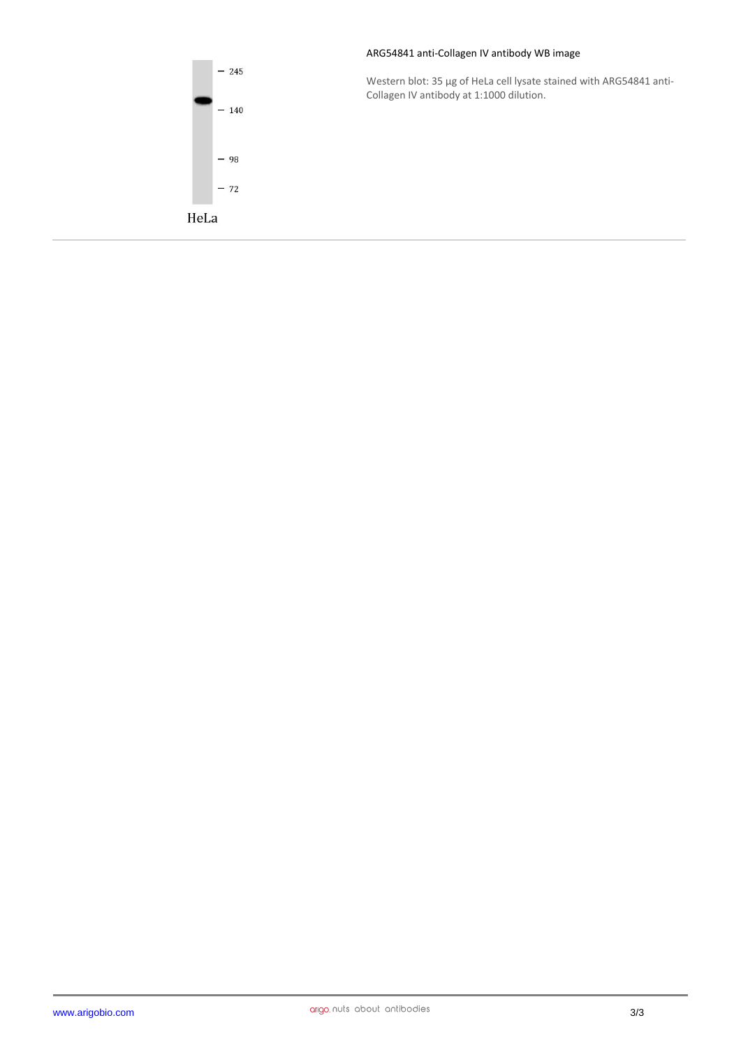245

140

98

72

HeLa

ARG54841 anti-Collagen IV antibody WB image

Western blot: 35 µg of HeLa cell lysate stained with ARG54841 anti-Collagen IV antibody at 1:1000 dilution.